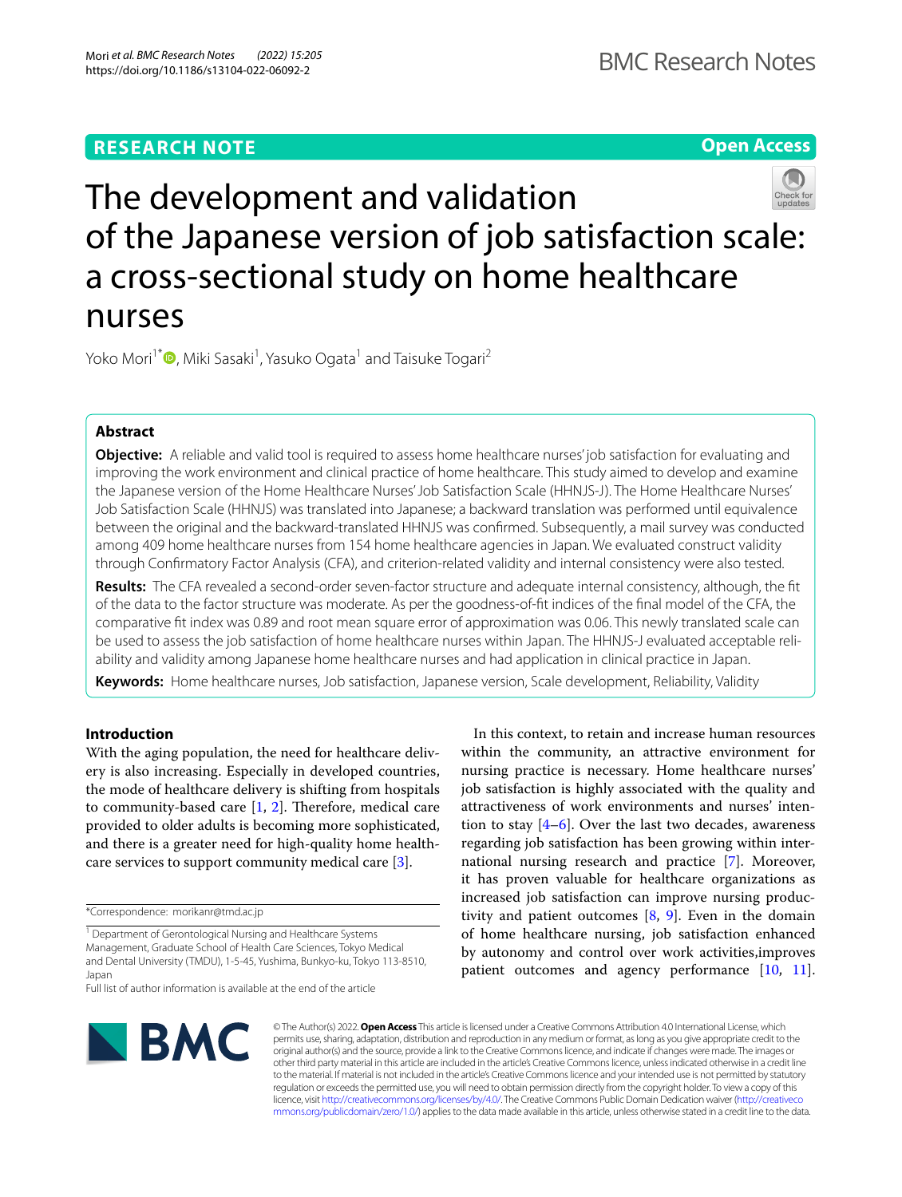RESEARCH NOTE

Open Access

# The development and validation of the Japanese version of job satisfaction scale: a cross-sectional study on home healthcare nurses

Yoko Mori[1*], Miki Sasaki[1], Yasuko Ogata[1] and Taisuke Togari[2]

## Abstract

**Objective:** A reliable and valid tool is required to assess home healthcare nurses' job satisfaction for evaluating and improving the work environment and clinical practice of home healthcare. This study aimed to develop and examine the Japanese version of the Home Healthcare Nurses' Job Satisfaction Scale (HHNJS-J). The Home Healthcare Nurses' Job Satisfaction Scale (HHNJS) was translated into Japanese; a backward translation was performed until equivalence between the original and the backward-translated HHNJS was confirmed. Subsequently, a mail survey was conducted among 409 home healthcare nurses from 154 home healthcare agencies in Japan. We evaluated construct validity through Confirmatory Factor Analysis (CFA), and criterion-related validity and internal consistency were also tested.

**Results:** The CFA revealed a second-order seven-factor structure and adequate internal consistency, although, the fit of the data to the factor structure was moderate. As per the goodness-of-fit indices of the final model of the CFA, the comparative fit index was 0.89 and root mean square error of approximation was 0.06. This newly translated scale can be used to assess the job satisfaction of home healthcare nurses within Japan. The HHNJS-J evaluated acceptable reliability and validity among Japanese home healthcare nurses and had application in clinical practice in Japan.

**Keywords:** Home healthcare nurses, Job satisfaction, Japanese version, Scale development, Reliability, Validity

## Introduction

With the aging population, the need for healthcare delivery is also increasing. Especially in developed countries, the mode of healthcare delivery is shifting from hospitals to community-based care [1, 2]. Therefore, medical care provided to older adults is becoming more sophisticated, and there is a greater need for high-quality home healthcare services to support community medical care [3].

In this context, to retain and increase human resources within the community, an attractive environment for nursing practice is necessary. Home healthcare nurses' job satisfaction is highly associated with the quality and attractiveness of work environments and nurses' intention to stay [4–6]. Over the last two decades, awareness regarding job satisfaction has been growing within international nursing research and practice [7]. Moreover, it has proven valuable for healthcare organizations as increased job satisfaction can improve nursing productivity and patient outcomes [8, 9]. Even in the domain of home healthcare nursing, job satisfaction enhanced by autonomy and control over work activities,improves patient outcomes and agency performance [10, 11].

*Correspondence: morikanr@tmd.ac.jp

[1] Department of Gerontological Nursing and Healthcare Systems Management, Graduate School of Health Care Sciences, Tokyo Medical and Dental University (TMDU), 1-5-45, Yushima, Bunkyo-ku, Tokyo 113-8510, Japan

Full list of author information is available at the end of the article

© The Author(s) 2022. **Open Access** This article is licensed under a Creative Commons Attribution 4.0 International License, which permits use, sharing, adaptation, distribution and reproduction in any medium or format, as long as you give appropriate credit to the original author(s) and the source, provide a link to the Creative Commons licence, and indicate if changes were made. The images or other third party material in this article are included in the article's Creative Commons licence, unless indicated otherwise in a credit line to the material. If material is not included in the article's Creative Commons licence and your intended use is not permitted by statutory regulation or exceeds the permitted use, you will need to obtain permission directly from the copyright holder. To view a copy of this licence, visit http://creativecommons.org/licenses/by/4.0/. The Creative Commons Public Domain Dedication waiver (http://creativecommons.org/publicdomain/zero/1.0/) applies to the data made available in this article, unless otherwise stated in a credit line to the data.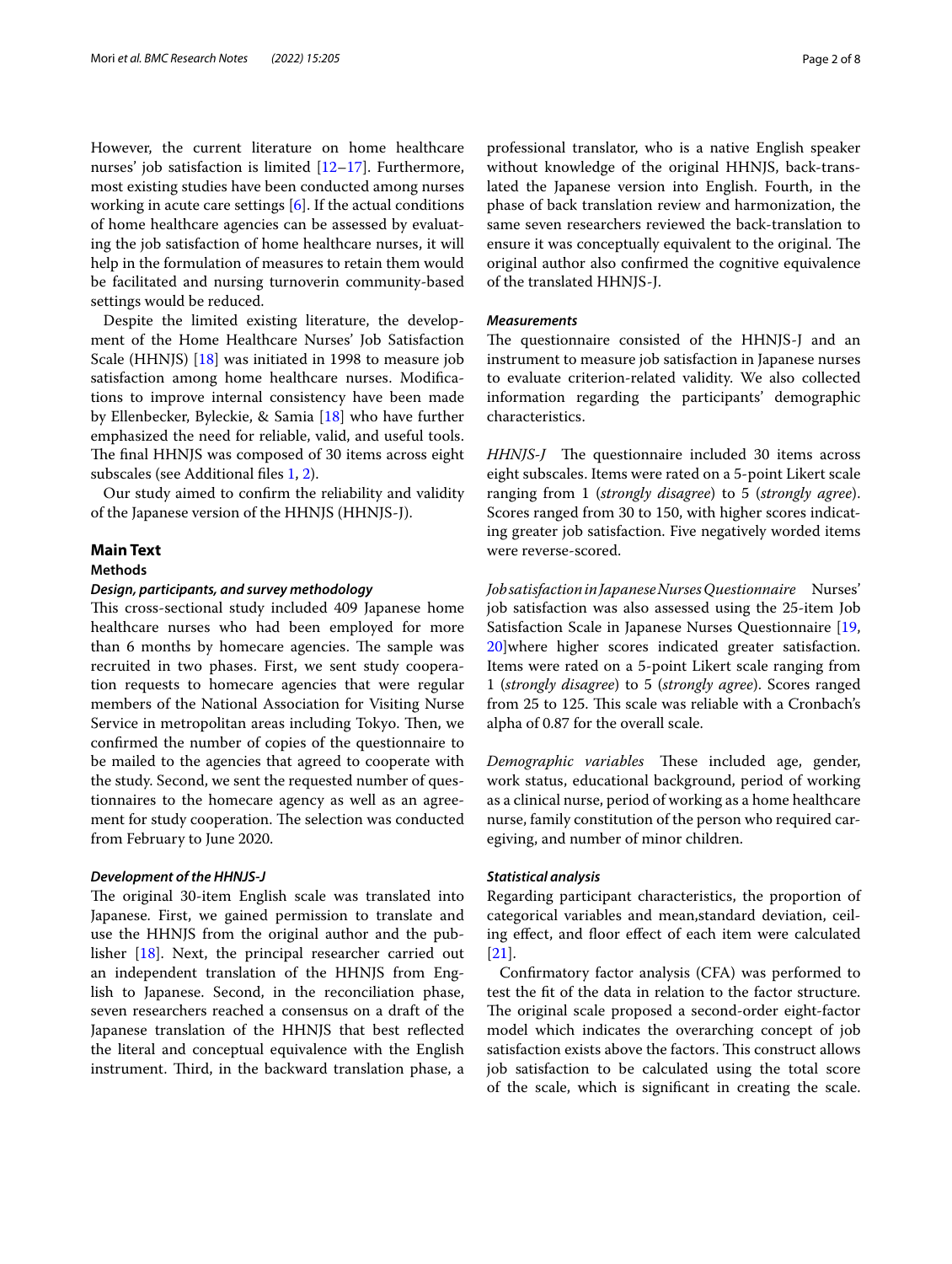However, the current literature on home healthcare nurses' job satisfaction is limited [12–17]. Furthermore, most existing studies have been conducted among nurses working in acute care settings [6]. If the actual conditions of home healthcare agencies can be assessed by evaluating the job satisfaction of home healthcare nurses, it will help in the formulation of measures to retain them would be facilitated and nursing turnoverin community-based settings would be reduced.

Despite the limited existing literature, the development of the Home Healthcare Nurses' Job Satisfaction Scale (HHNJS) [18] was initiated in 1998 to measure job satisfaction among home healthcare nurses. Modifications to improve internal consistency have been made by Ellenbecker, Byleckie, & Samia [18] who have further emphasized the need for reliable, valid, and useful tools. The final HHNJS was composed of 30 items across eight subscales (see Additional files 1, 2).

Our study aimed to confirm the reliability and validity of the Japanese version of the HHNJS (HHNJS-J).

## Main Text

### Methods

#### *Design, participants, and survey methodology*

This cross-sectional study included 409 Japanese home healthcare nurses who had been employed for more than 6 months by homecare agencies. The sample was recruited in two phases. First, we sent study cooperation requests to homecare agencies that were regular members of the National Association for Visiting Nurse Service in metropolitan areas including Tokyo. Then, we confirmed the number of copies of the questionnaire to be mailed to the agencies that agreed to cooperate with the study. Second, we sent the requested number of questionnaires to the homecare agency as well as an agreement for study cooperation. The selection was conducted from February to June 2020.

#### *Development of the HHNJS-J*

The original 30-item English scale was translated into Japanese. First, we gained permission to translate and use the HHNJS from the original author and the publisher [18]. Next, the principal researcher carried out an independent translation of the HHNJS from English to Japanese. Second, in the reconciliation phase, seven researchers reached a consensus on a draft of the Japanese translation of the HHNJS that best reflected the literal and conceptual equivalence with the English instrument. Third, in the backward translation phase, a professional translator, who is a native English speaker without knowledge of the original HHNJS, back-translated the Japanese version into English. Fourth, in the phase of back translation review and harmonization, the same seven researchers reviewed the back-translation to ensure it was conceptually equivalent to the original. The original author also confirmed the cognitive equivalence of the translated HHNJS-J.

#### *Measurements*

The questionnaire consisted of the HHNJS-J and an instrument to measure job satisfaction in Japanese nurses to evaluate criterion-related validity. We also collected information regarding the participants' demographic characteristics.

*HHNJS-J* The questionnaire included 30 items across eight subscales. Items were rated on a 5-point Likert scale ranging from 1 (*strongly disagree*) to 5 (*strongly agree*). Scores ranged from 30 to 150, with higher scores indicating greater job satisfaction. Five negatively worded items were reverse-scored.

*Job satisfaction in Japanese Nurses Questionnaire* Nurses' job satisfaction was also assessed using the 25-item Job Satisfaction Scale in Japanese Nurses Questionnaire [19, 20]where higher scores indicated greater satisfaction. Items were rated on a 5-point Likert scale ranging from 1 (*strongly disagree*) to 5 (*strongly agree*). Scores ranged from 25 to 125. This scale was reliable with a Cronbach's alpha of 0.87 for the overall scale.

*Demographic variables* These included age, gender, work status, educational background, period of working as a clinical nurse, period of working as a home healthcare nurse, family constitution of the person who required caregiving, and number of minor children.

#### *Statistical analysis*

Regarding participant characteristics, the proportion of categorical variables and mean,standard deviation, ceiling effect, and floor effect of each item were calculated [21].

Confirmatory factor analysis (CFA) was performed to test the fit of the data in relation to the factor structure. The original scale proposed a second-order eight-factor model which indicates the overarching concept of job satisfaction exists above the factors. This construct allows job satisfaction to be calculated using the total score of the scale, which is significant in creating the scale.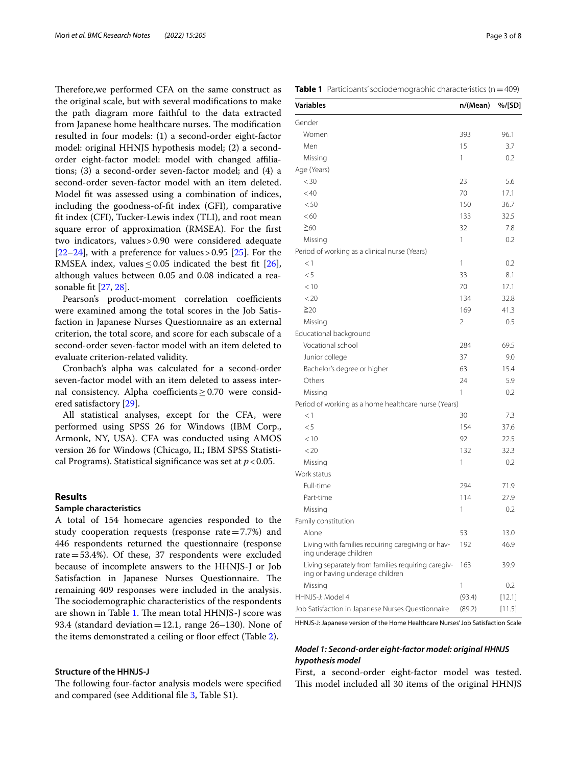Therefore,we performed CFA on the same construct as the original scale, but with several modifications to make the path diagram more faithful to the data extracted from Japanese home healthcare nurses. The modification resulted in four models: (1) a second-order eight-factor model: original HHNJS hypothesis model; (2) a second-order eight-factor model: model with changed affiliations; (3) a second-order seven-factor model; and (4) a second-order seven-factor model with an item deleted. Model fit was assessed using a combination of indices, including the goodness-of-fit index (GFI), comparative fit index (CFI), Tucker-Lewis index (TLI), and root mean square error of approximation (RMSEA). For the first two indicators, values > 0.90 were considered adequate [22–24], with a preference for values > 0.95 [25]. For the RMSEA index, values ≤ 0.05 indicated the best fit [26], although values between 0.05 and 0.08 indicated a reasonable fit [27, 28].

Pearson's product-moment correlation coefficients were examined among the total scores in the Job Satisfaction in Japanese Nurses Questionnaire as an external criterion, the total score, and score for each subscale of a second-order seven-factor model with an item deleted to evaluate criterion-related validity.

Cronbach's alpha was calculated for a second-order seven-factor model with an item deleted to assess internal consistency. Alpha coefficients ≥ 0.70 were considered satisfactory [29].

All statistical analyses, except for the CFA, were performed using SPSS 26 for Windows (IBM Corp., Armonk, NY, USA). CFA was conducted using AMOS version 26 for Windows (Chicago, IL; IBM SPSS Statistical Programs). Statistical significance was set at $p < 0.05$.

## Results

### Sample characteristics

A total of 154 homecare agencies responded to the study cooperation requests (response rate = 7.7%) and 446 respondents returned the questionnaire (response rate = 53.4%). Of these, 37 respondents were excluded because of incomplete answers to the HHNJS-J or Job Satisfaction in Japanese Nurses Questionnaire. The remaining 409 responses were included in the analysis. The sociodemographic characteristics of the respondents are shown in Table 1. The mean total HHNJS-J score was 93.4 (standard deviation = 12.1, range 26–130). None of the items demonstrated a ceiling or floor effect (Table 2).

### Structure of the HHNJS-J

The following four-factor analysis models were specified and compared (see Additional file 3, Table S1).

**Table 1** Participants' sociodemographic characteristics (n = 409)

| Variables | n/(Mean) | %/[SD] |
|---|---|---|
| Gender | | |
| Women | 393 | 96.1 |
| Men | 15 | 3.7 |
| Missing | 1 | 0.2 |
| Age (Years) | | |
| < 30 | 23 | 5.6 |
| < 40 | 70 | 17.1 |
| < 50 | 150 | 36.7 |
| < 60 | 133 | 32.5 |
| ≧60 | 32 | 7.8 |
| Missing | 1 | 0.2 |
| Period of working as a clinical nurse (Years) | | |
| < 1 | 1 | 0.2 |
| < 5 | 33 | 8.1 |
| < 10 | 70 | 17.1 |
| < 20 | 134 | 32.8 |
| ≧20 | 169 | 41.3 |
| Missing | 2 | 0.5 |
| Educational background | | |
| Vocational school | 284 | 69.5 |
| Junior college | 37 | 9.0 |
| Bachelor's degree or higher | 63 | 15.4 |
| Others | 24 | 5.9 |
| Missing | 1 | 0.2 |
| Period of working as a home healthcare nurse (Years) | | |
| < 1 | 30 | 7.3 |
| < 5 | 154 | 37.6 |
| < 10 | 92 | 22.5 |
| < 20 | 132 | 32.3 |
| Missing | 1 | 0.2 |
| Work status | | |
| Full-time | 294 | 71.9 |
| Part-time | 114 | 27.9 |
| Missing | 1 | 0.2 |
| Family constitution | | |
| Alone | 53 | 13.0 |
| Living with families requiring caregiving or having underage children | 192 | 46.9 |
| Living separately from families requiring caregiving or having underage children | 163 | 39.9 |
| Missing | 1 | 0.2 |
| HHNJS-J: Model 4 | (93.4) | [12.1] |
| Job Satisfaction in Japanese Nurses Questionnaire | (89.2) | [11.5] |

HHNJS-J: Japanese version of the Home Healthcare Nurses' Job Satisfaction Scale

#### *Model 1: Second-order eight-factor model: original HHNJS hypothesis model*

First, a second-order eight-factor model was tested. This model included all 30 items of the original HHNJS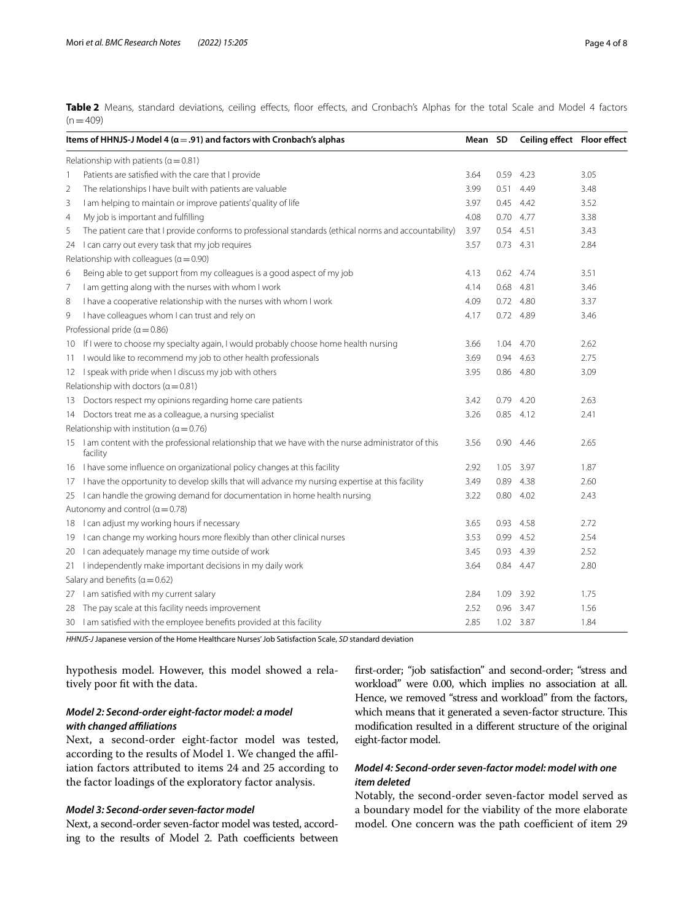**Table 2** Means, standard deviations, ceiling effects, floor effects, and Cronbach's Alphas for the total Scale and Model 4 factors (n = 409)

| Items of HHNJS-J Model 4 (α = .91) and factors with Cronbach's alphas | | Mean | SD | Ceiling effect | Floor effect |
|---|---|---|---|---|---|
| Relationship with patients (α = 0.81) | | | | | |
| 1 | Patients are satisfied with the care that I provide | 3.64 | 0.59 | 4.23 | 3.05 |
| 2 | The relationships I have built with patients are valuable | 3.99 | 0.51 | 4.49 | 3.48 |
| 3 | I am helping to maintain or improve patients' quality of life | 3.97 | 0.45 | 4.42 | 3.52 |
| 4 | My job is important and fulfilling | 4.08 | 0.70 | 4.77 | 3.38 |
| 5 | The patient care that I provide conforms to professional standards (ethical norms and accountability) | 3.97 | 0.54 | 4.51 | 3.43 |
| 24 | I can carry out every task that my job requires | 3.57 | 0.73 | 4.31 | 2.84 |
| Relationship with colleagues (α = 0.90) | | | | | |
| 6 | Being able to get support from my colleagues is a good aspect of my job | 4.13 | 0.62 | 4.74 | 3.51 |
| 7 | I am getting along with the nurses with whom I work | 4.14 | 0.68 | 4.81 | 3.46 |
| 8 | I have a cooperative relationship with the nurses with whom I work | 4.09 | 0.72 | 4.80 | 3.37 |
| 9 | I have colleagues whom I can trust and rely on | 4.17 | 0.72 | 4.89 | 3.46 |
| Professional pride (α = 0.86) | | | | | |
| 10 | If I were to choose my specialty again, I would probably choose home health nursing | 3.66 | 1.04 | 4.70 | 2.62 |
| 11 | I would like to recommend my job to other health professionals | 3.69 | 0.94 | 4.63 | 2.75 |
| 12 | I speak with pride when I discuss my job with others | 3.95 | 0.86 | 4.80 | 3.09 |
| Relationship with doctors (α = 0.81) | | | | | |
| 13 | Doctors respect my opinions regarding home care patients | 3.42 | 0.79 | 4.20 | 2.63 |
| 14 | Doctors treat me as a colleague, a nursing specialist | 3.26 | 0.85 | 4.12 | 2.41 |
| Relationship with institution (α = 0.76) | | | | | |
| 15 | I am content with the professional relationship that we have with the nurse administrator of this facility | 3.56 | 0.90 | 4.46 | 2.65 |
| 16 | I have some influence on organizational policy changes at this facility | 2.92 | 1.05 | 3.97 | 1.87 |
| 17 | I have the opportunity to develop skills that will advance my nursing expertise at this facility | 3.49 | 0.89 | 4.38 | 2.60 |
| 25 | I can handle the growing demand for documentation in home health nursing | 3.22 | 0.80 | 4.02 | 2.43 |
| Autonomy and control (α = 0.78) | | | | | |
| 18 | I can adjust my working hours if necessary | 3.65 | 0.93 | 4.58 | 2.72 |
| 19 | I can change my working hours more flexibly than other clinical nurses | 3.53 | 0.99 | 4.52 | 2.54 |
| 20 | I can adequately manage my time outside of work | 3.45 | 0.93 | 4.39 | 2.52 |
| 21 | I independently make important decisions in my daily work | 3.64 | 0.84 | 4.47 | 2.80 |
| Salary and benefits (α = 0.62) | | | | | |
| 27 | I am satisfied with my current salary | 2.84 | 1.09 | 3.92 | 1.75 |
| 28 | The pay scale at this facility needs improvement | 2.52 | 0.96 | 3.47 | 1.56 |
| 30 | I am satisfied with the employee benefits provided at this facility | 2.85 | 1.02 | 3.87 | 1.84 |

*HHNJS-J* Japanese version of the Home Healthcare Nurses' Job Satisfaction Scale, *SD* standard deviation

hypothesis model. However, this model showed a relatively poor fit with the data.

### *Model 2: Second-order eight-factor model: a model with changed affiliations*

Next, a second-order eight-factor model was tested, according to the results of Model 1. We changed the affiliation factors attributed to items 24 and 25 according to the factor loadings of the exploratory factor analysis.

### *Model 3: Second-order seven-factor model*

Next, a second-order seven-factor model was tested, according to the results of Model 2. Path coefficients between first-order; "job satisfaction" and second-order; "stress and workload" were 0.00, which implies no association at all. Hence, we removed "stress and workload" from the factors, which means that it generated a seven-factor structure. This modification resulted in a different structure of the original eight-factor model.

### *Model 4: Second-order seven-factor model: model with one item deleted*

Notably, the second-order seven-factor model served as a boundary model for the viability of the more elaborate model. One concern was the path coefficient of item 29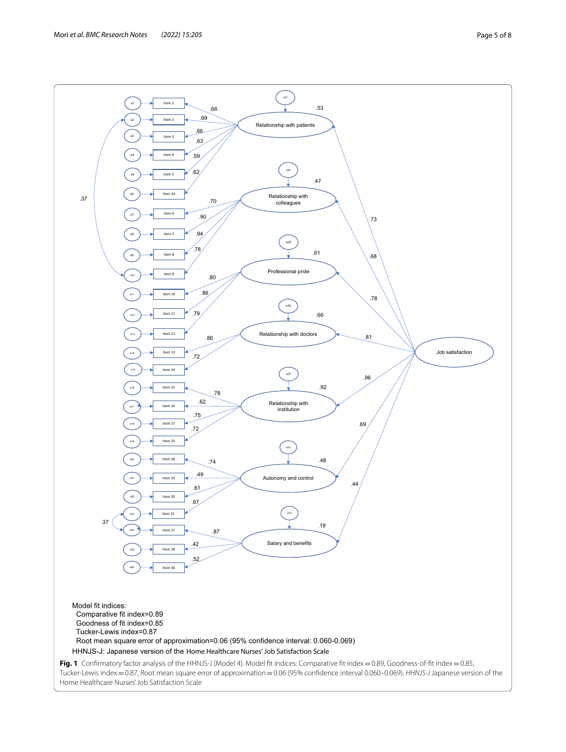Model fit indices:
Comparative fit index=0.89
Goodness of fit index=0.85
Tucker-Lewis index=0.87
Root mean square error of approximation=0.06 (95% confidence interval: 0.060-0.069)
HHNJS-J: Japanese version of the Home Healthcare Nurses' Job Satisfaction Scale

**Fig. 1** Confirmatory factor analysis of the HHNJS-J (Model 4). Model fit indices: Comparative fit index = 0.89, Goodness-of-fit index = 0.85, Tucker-Lewis index = 0.87, Root mean square error of approximation = 0.06 (95% confidence interval 0.060–0.069). *HHNJS-J* Japanese version of the Home Healthcare Nurses' Job Satisfaction Scale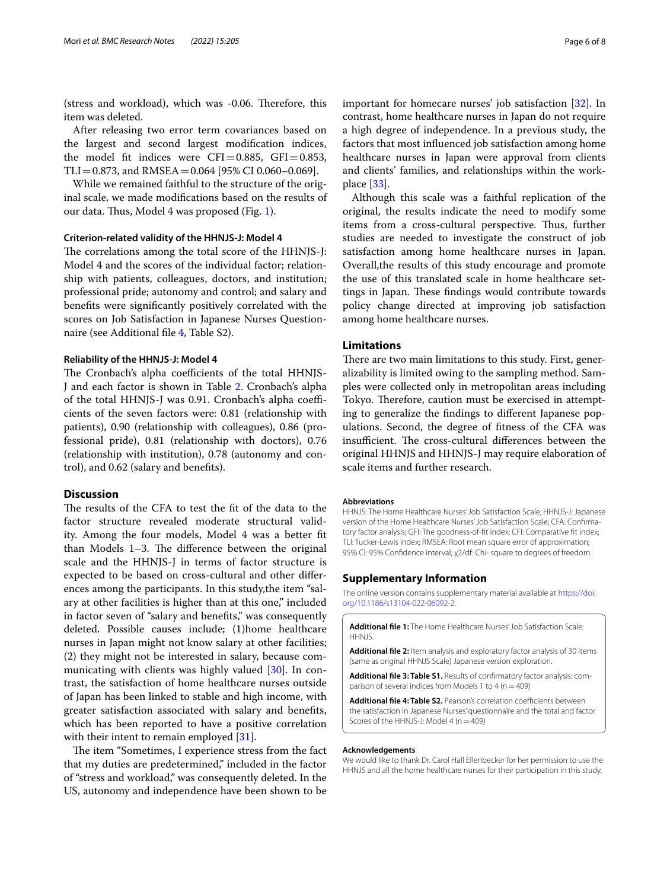(stress and workload), which was -0.06. Therefore, this item was deleted.

After releasing two error term covariances based on the largest and second largest modification indices, the model fit indices were CFI = 0.885, GFI = 0.853, TLI = 0.873, and RMSEA = 0.064 [95% CI 0.060–0.069].

While we remained faithful to the structure of the original scale, we made modifications based on the results of our data. Thus, Model 4 was proposed (Fig. 1).

#### Criterion-related validity of the HHNJS-J: Model 4

The correlations among the total score of the HHNJS-J: Model 4 and the scores of the individual factor; relationship with patients, colleagues, doctors, and institution; professional pride; autonomy and control; and salary and benefits were significantly positively correlated with the scores on Job Satisfaction in Japanese Nurses Questionnaire (see Additional file 4, Table S2).

#### Reliability of the HHNJS-J: Model 4

The Cronbach's alpha coefficients of the total HHNJS-J and each factor is shown in Table 2. Cronbach's alpha of the total HHNJS-J was 0.91. Cronbach's alpha coefficients of the seven factors were: 0.81 (relationship with patients), 0.90 (relationship with colleagues), 0.86 (professional pride), 0.81 (relationship with doctors), 0.76 (relationship with institution), 0.78 (autonomy and control), and 0.62 (salary and benefits).

## Discussion

The results of the CFA to test the fit of the data to the factor structure revealed moderate structural validity. Among the four models, Model 4 was a better fit than Models 1–3. The difference between the original scale and the HHNJS-J in terms of factor structure is expected to be based on cross-cultural and other differences among the participants. In this study,the item "salary at other facilities is higher than at this one," included in factor seven of "salary and benefits," was consequently deleted. Possible causes include; (1)home healthcare nurses in Japan might not know salary at other facilities; (2) they might not be interested in salary, because communicating with clients was highly valued [30]. In contrast, the satisfaction of home healthcare nurses outside of Japan has been linked to stable and high income, with greater satisfaction associated with salary and benefits, which has been reported to have a positive correlation with their intent to remain employed [31].

The item "Sometimes, I experience stress from the fact that my duties are predetermined," included in the factor of "stress and workload," was consequently deleted. In the US, autonomy and independence have been shown to be important for homecare nurses' job satisfaction [32]. In contrast, home healthcare nurses in Japan do not require a high degree of independence. In a previous study, the factors that most influenced job satisfaction among home healthcare nurses in Japan were approval from clients and clients' families, and relationships within the workplace [33].

Although this scale was a faithful replication of the original, the results indicate the need to modify some items from a cross-cultural perspective. Thus, further studies are needed to investigate the construct of job satisfaction among home healthcare nurses in Japan. Overall,the results of this study encourage and promote the use of this translated scale in home healthcare settings in Japan. These findings would contribute towards policy change directed at improving job satisfaction among home healthcare nurses.

## Limitations

There are two main limitations to this study. First, generalizability is limited owing to the sampling method. Samples were collected only in metropolitan areas including Tokyo. Therefore, caution must be exercised in attempting to generalize the findings to different Japanese populations. Second, the degree of fitness of the CFA was insufficient. The cross-cultural differences between the original HHNJS and HHNJS-J may require elaboration of scale items and further research.

#### Abbreviations

HHNJS: The Home Healthcare Nurses' Job Satisfaction Scale; HHNJS-J: Japanese version of the Home Healthcare Nurses' Job Satisfaction Scale; CFA: Confirmatory factor analysis; GFI: The goodness-of-fit index; CFI: Comparative fit index; TLI: Tucker-Lewis index; RMSEA: Root mean square error of approximation; 95% CI: 95% Confidence interval; $\chi^2$/df: Chi- square to degrees of freedom.

## Supplementary Information

The online version contains supplementary material available at https://doi.org/10.1186/s13104-022-06092-2.

**Additional file 1:** The Home Healthcare Nurses' Job Satisfaction Scale: HHNJS.

**Additional file 2:** Item analysis and exploratory factor analysis of 30 items (same as original HHNJS Scale) Japanese version exploration.

**Additional file 3: Table S1.** Results of confirmatory factor analysis: comparison of several indices from Models 1 to 4 (n = 409)

**Additional file 4: Table S2.** Pearson's correlation coefficients between the satisfaction in Japanese Nurses' questionnaire and the total and factor Scores of the HHNJS-J: Model 4 (n = 409)

#### Acknowledgements

We would like to thank Dr. Carol Hall Ellenbecker for her permission to use the HHNJS and all the home healthcare nurses for their participation in this study.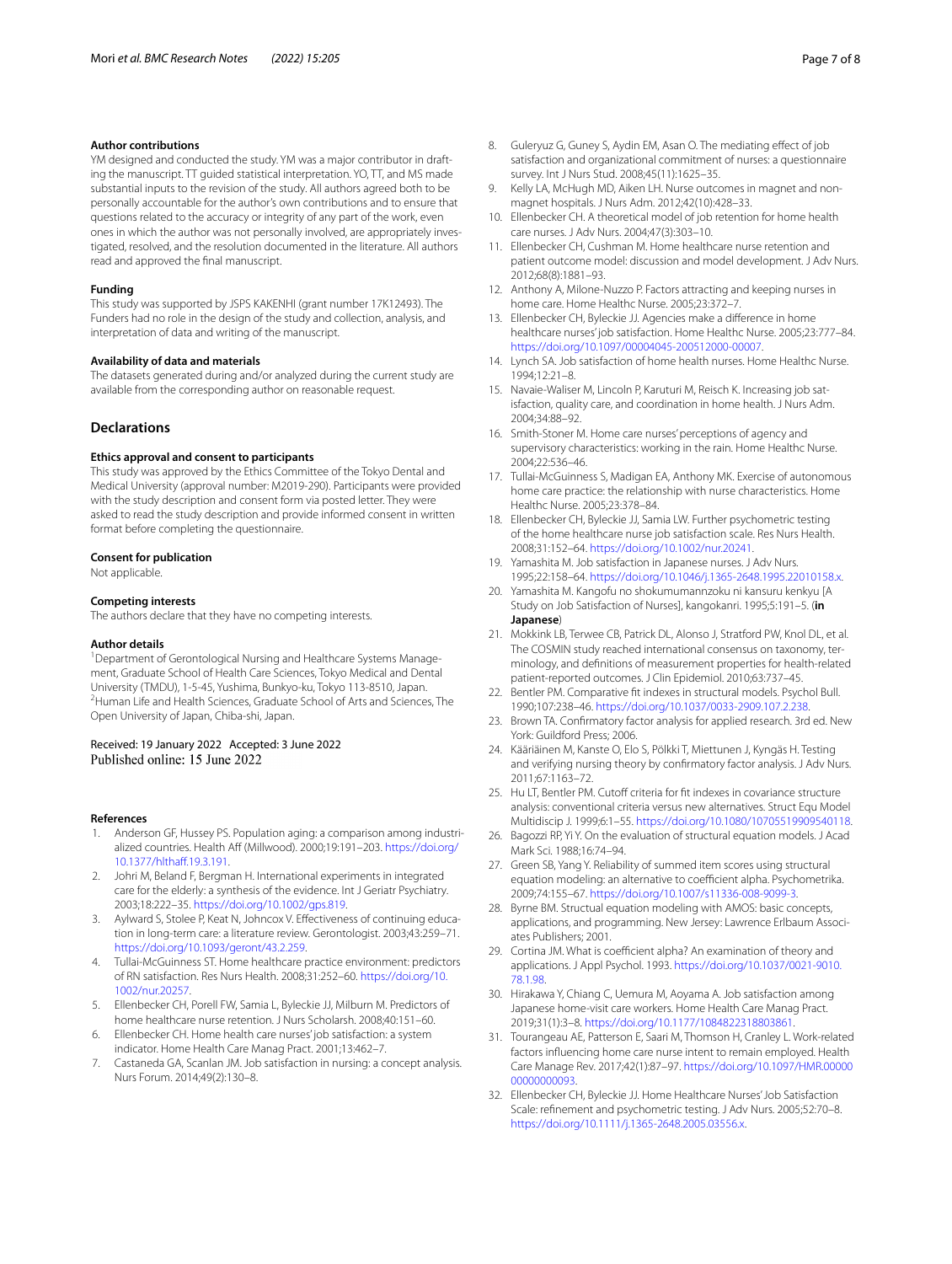### Author contributions

YM designed and conducted the study. YM was a major contributor in drafting the manuscript. TT guided statistical interpretation. YO, TT, and MS made substantial inputs to the revision of the study. All authors agreed both to be personally accountable for the author's own contributions and to ensure that questions related to the accuracy or integrity of any part of the work, even ones in which the author was not personally involved, are appropriately investigated, resolved, and the resolution documented in the literature. All authors read and approved the final manuscript.

### Funding

This study was supported by JSPS KAKENHI (grant number 17K12493). The Funders had no role in the design of the study and collection, analysis, and interpretation of data and writing of the manuscript.

### Availability of data and materials

The datasets generated during and/or analyzed during the current study are available from the corresponding author on reasonable request.

## Declarations

### Ethics approval and consent to participants

This study was approved by the Ethics Committee of the Tokyo Dental and Medical University (approval number: M2019-290). Participants were provided with the study description and consent form via posted letter. They were asked to read the study description and provide informed consent in written format before completing the questionnaire.

### Consent for publication

Not applicable.

### Competing interests

The authors declare that they have no competing interests.

### Author details

[1]Department of Gerontological Nursing and Healthcare Systems Management, Graduate School of Health Care Sciences, Tokyo Medical and Dental University (TMDU), 1-5-45, Yushima, Bunkyo-ku, Tokyo 113-8510, Japan. [2]Human Life and Health Sciences, Graduate School of Arts and Sciences, The Open University of Japan, Chiba-shi, Japan.

Received: 19 January 2022 Accepted: 3 June 2022
Published online: 15 June 2022

### References

1. Anderson GF, Hussey PS. Population aging: a comparison among industrialized countries. Health Aff (Millwood). 2000;19:191–203. https://doi.org/10.1377/hlthaff.19.3.191.
2. Johri M, Beland F, Bergman H. International experiments in integrated care for the elderly: a synthesis of the evidence. Int J Geriatr Psychiatry. 2003;18:222–35. https://doi.org/10.1002/gps.819.
3. Aylward S, Stolee P, Keat N, Johncox V. Effectiveness of continuing education in long-term care: a literature review. Gerontologist. 2003;43:259–71. https://doi.org/10.1093/geront/43.2.259.
4. Tullai-McGuinness ST. Home healthcare practice environment: predictors of RN satisfaction. Res Nurs Health. 2008;31:252–60. https://doi.org/10.1002/nur.20257.
5. Ellenbecker CH, Porell FW, Samia L, Byleckie JJ, Milburn M. Predictors of home healthcare nurse retention. J Nurs Scholarsh. 2008;40:151–60.
6. Ellenbecker CH. Home health care nurses' job satisfaction: a system indicator. Home Health Care Manag Pract. 2001;13:462–7.
7. Castaneda GA, Scanlan JM. Job satisfaction in nursing: a concept analysis. Nurs Forum. 2014;49(2):130–8.
8. Guleryuz G, Guney S, Aydin EM, Asan O. The mediating effect of job satisfaction and organizational commitment of nurses: a questionnaire survey. Int J Nurs Stud. 2008;45(11):1625–35.
9. Kelly LA, McHugh MD, Aiken LH. Nurse outcomes in magnet and non-magnet hospitals. J Nurs Adm. 2012;42(10):428–33.
10. Ellenbecker CH. A theoretical model of job retention for home health care nurses. J Adv Nurs. 2004;47(3):303–10.
11. Ellenbecker CH, Cushman M. Home healthcare nurse retention and patient outcome model: discussion and model development. J Adv Nurs. 2012;68(8):1881–93.
12. Anthony A, Milone-Nuzzo P. Factors attracting and keeping nurses in home care. Home Healthc Nurse. 2005;23:372–7.
13. Ellenbecker CH, Byleckie JJ. Agencies make a difference in home healthcare nurses' job satisfaction. Home Healthc Nurse. 2005;23:777–84. https://doi.org/10.1097/00004045-200512000-00007.
14. Lynch SA. Job satisfaction of home health nurses. Home Healthc Nurse. 1994;12:21–8.
15. Navaie-Waliser M, Lincoln P, Karuturi M, Reisch K. Increasing job satisfaction, quality care, and coordination in home health. J Nurs Adm. 2004;34:88–92.
16. Smith-Stoner M. Home care nurses' perceptions of agency and supervisory characteristics: working in the rain. Home Healthc Nurse. 2004;22:536–46.
17. Tullai-McGuinness S, Madigan EA, Anthony MK. Exercise of autonomous home care practice: the relationship with nurse characteristics. Home Healthc Nurse. 2005;23:378–84.
18. Ellenbecker CH, Byleckie JJ, Samia LW. Further psychometric testing of the home healthcare nurse job satisfaction scale. Res Nurs Health. 2008;31:152–64. https://doi.org/10.1002/nur.20241.
19. Yamashita M. Job satisfaction in Japanese nurses. J Adv Nurs. 1995;22:158–64. https://doi.org/10.1046/j.1365-2648.1995.22010158.x.
20. Yamashita M. Kangofu no shokumumannzoku ni kansuru kenkyu [A Study on Job Satisfaction of Nurses], kangokanri. 1995;5:191–5. (**in Japanese**)
21. Mokkink LB, Terwee CB, Patrick DL, Alonso J, Stratford PW, Knol DL, et al. The COSMIN study reached international consensus on taxonomy, terminology, and definitions of measurement properties for health-related patient-reported outcomes. J Clin Epidemiol. 2010;63:737–45.
22. Bentler PM. Comparative fit indexes in structural models. Psychol Bull. 1990;107:238–46. https://doi.org/10.1037/0033-2909.107.2.238.
23. Brown TA. Confirmatory factor analysis for applied research. 3rd ed. New York: Guildford Press; 2006.
24. Kääriäinen M, Kanste O, Elo S, Pölkki T, Miettunen J, Kyngäs H. Testing and verifying nursing theory by confirmatory factor analysis. J Adv Nurs. 2011;67:1163–72.
25. Hu LT, Bentler PM. Cutoff criteria for fit indexes in covariance structure analysis: conventional criteria versus new alternatives. Struct Equ Model Multidiscip J. 1999;6:1–55. https://doi.org/10.1080/10705519909540118.
26. Bagozzi RP, Yi Y. On the evaluation of structural equation models. J Acad Mark Sci. 1988;16:74–94.
27. Green SB, Yang Y. Reliability of summed item scores using structural equation modeling: an alternative to coefficient alpha. Psychometrika. 2009;74:155–67. https://doi.org/10.1007/s11336-008-9099-3.
28. Byrne BM. Structual equation modeling with AMOS: basic concepts, applications, and programming. New Jersey: Lawrence Erlbaum Associates Publishers; 2001.
29. Cortina JM. What is coefficient alpha? An examination of theory and applications. J Appl Psychol. 1993. https://doi.org/10.1037/0021-9010.78.1.98.
30. Hirakawa Y, Chiang C, Uemura M, Aoyama A. Job satisfaction among Japanese home-visit care workers. Home Health Care Manag Pract. 2019;31(1):3–8. https://doi.org/10.1177/1084822318803861.
31. Tourangeau AE, Patterson E, Saari M, Thomson H, Cranley L. Work-related factors influencing home care nurse intent to remain employed. Health Care Manage Rev. 2017;42(1):87–97. https://doi.org/10.1097/HMR.0000000000000093.
32. Ellenbecker CH, Byleckie JJ. Home Healthcare Nurses' Job Satisfaction Scale: refinement and psychometric testing. J Adv Nurs. 2005;52:70–8. https://doi.org/10.1111/j.1365-2648.2005.03556.x.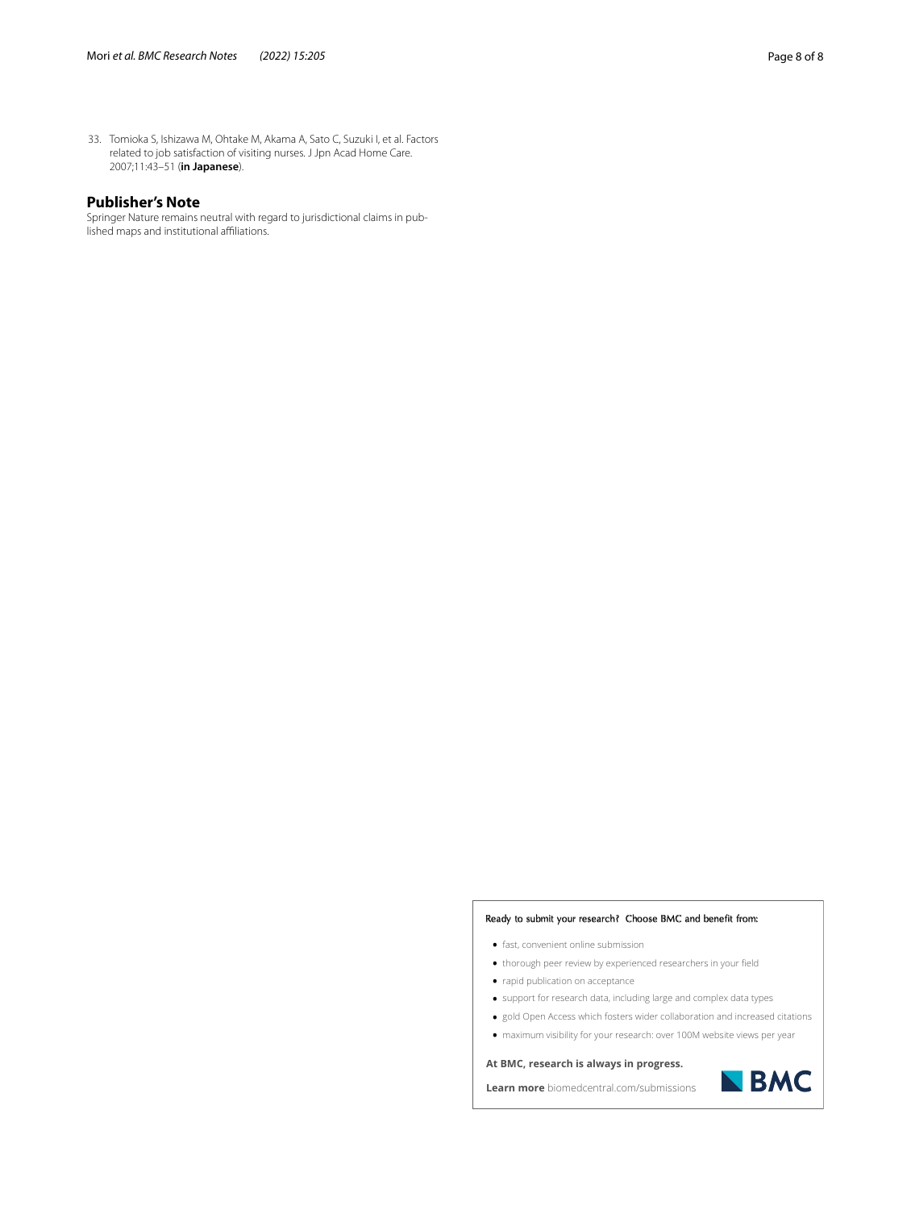33. Tomioka S, Ishizawa M, Ohtake M, Akama A, Sato C, Suzuki I, et al. Factors related to job satisfaction of visiting nurses. J Jpn Acad Home Care. 2007;11:43–51 (**in Japanese**).

## Publisher's Note

Springer Nature remains neutral with regard to jurisdictional claims in published maps and institutional affiliations.

Ready to submit your research? Choose BMC and benefit from:

- fast, convenient online submission
- thorough peer review by experienced researchers in your field
- rapid publication on acceptance
- support for research data, including large and complex data types
- gold Open Access which fosters wider collaboration and increased citations
- maximum visibility for your research: over 100M website views per year

**At BMC, research is always in progress.**

**Learn more** biomedcentral.com/submissions

BMC